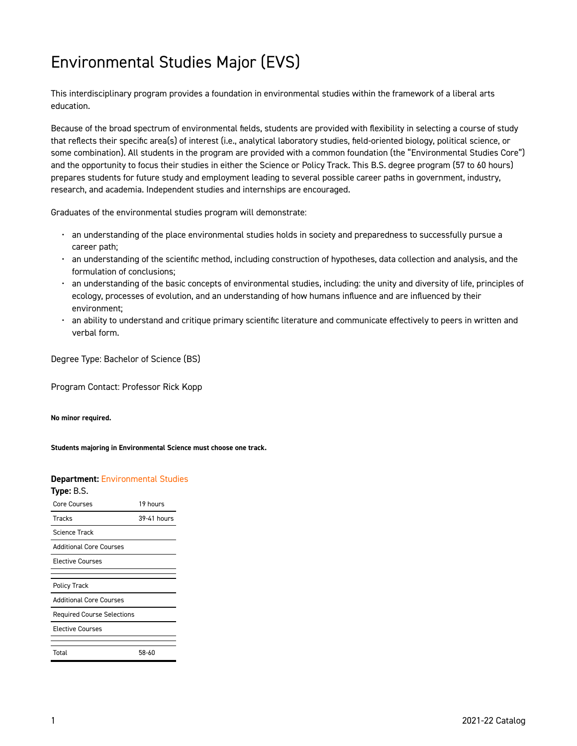# Environmental Studies Major (EVS)

This interdisciplinary program provides a foundation in environmental studies within the framework of a liberal arts education.

Because of the broad spectrum of environmental fields, students are provided with flexibility in selecting a course of study that reflects their specific area(s) of interest (i.e., analytical laboratory studies, field-oriented biology, political science, or some combination). All students in the program are provided with a common foundation (the "Environmental Studies Core") and the opportunity to focus their studies in either the Science or Policy Track. This B.S. degree program (57 to 60 hours) prepares students for future study and employment leading to several possible career paths in government, industry, research, and academia. Independent studies and internships are encouraged.

Graduates of the environmental studies program will demonstrate:

- an understanding of the place environmental studies holds in society and preparedness to successfully pursue a career path;
- an understanding of the scientific method, including construction of hypotheses, data collection and analysis, and the formulation of conclusions;
- an understanding of the basic concepts of environmental studies, including: the unity and diversity of life, principles of ecology, processes of evolution, and an understanding of how humans influence and are influenced by their environment;
- an ability to understand and critique primary scientific literature and communicate effectively to peers in written and verbal form.

Degree Type: Bachelor of Science (BS)

Program Contact: Professor Rick Kopp

**No minor required.**

**Students majoring in Environmental Science must choose one track.**

**Department:** Environmental Studies
**Type:** B.S.

| | |
|---|---|
| Core Courses | 19 hours |
| Tracks | 39-41 hours |
| Science Track | |
| Additional Core Courses | |
| Elective Courses | |
| | |
| Policy Track | |
| Additional Core Courses | |
| Required Course Selections | |
| Elective Courses | |
| | |
| Total | 58-60 |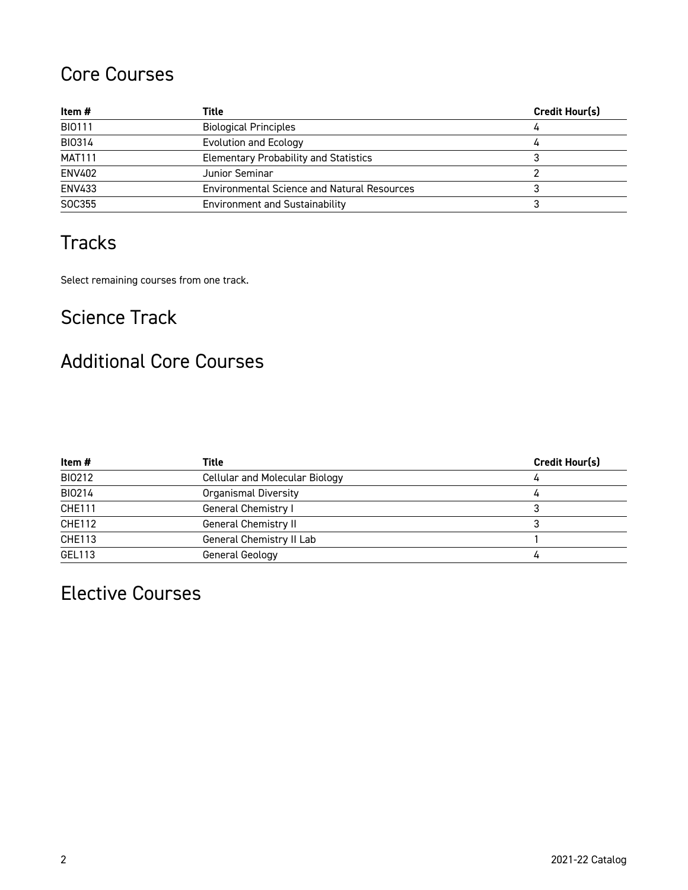## Core Courses

| Item # | Title | Credit Hour(s) |
| --- | --- | --- |
| BIO111 | Biological Principles | 4 |
| BIO314 | Evolution and Ecology | 4 |
| MAT111 | Elementary Probability and Statistics | 3 |
| ENV402 | Junior Seminar | 2 |
| ENV433 | Environmental Science and Natural Resources | 3 |
| SOC355 | Environment and Sustainability | 3 |

## Tracks

Select remaining courses from one track.

## Science Track

## Additional Core Courses

| Item # | Title | Credit Hour(s) |
| --- | --- | --- |
| BIO212 | Cellular and Molecular Biology | 4 |
| BIO214 | Organismal Diversity | 4 |
| CHE111 | General Chemistry I | 3 |
| CHE112 | General Chemistry II | 3 |
| CHE113 | General Chemistry II Lab | 1 |
| GEL113 | General Geology | 4 |

## Elective Courses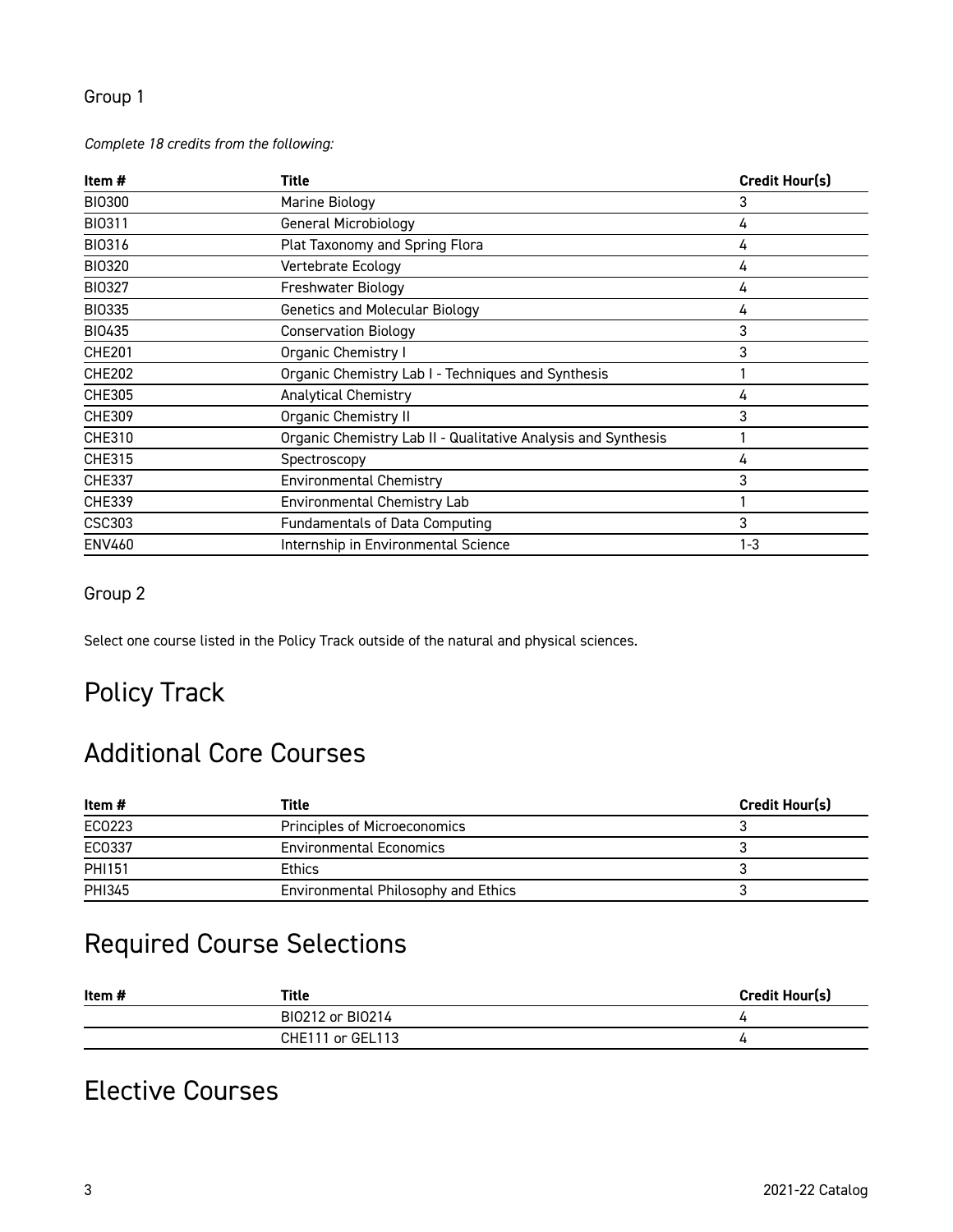### Group 1

*Complete 18 credits from the following:*

| Item # | Title | Credit Hour(s) |
| --- | --- | --- |
| BIO300 | Marine Biology | 3 |
| BIO311 | General Microbiology | 4 |
| BIO316 | Plat Taxonomy and Spring Flora | 4 |
| BIO320 | Vertebrate Ecology | 4 |
| BIO327 | Freshwater Biology | 4 |
| BIO335 | Genetics and Molecular Biology | 4 |
| BIO435 | Conservation Biology | 3 |
| CHE201 | Organic Chemistry I | 3 |
| CHE202 | Organic Chemistry Lab I - Techniques and Synthesis | 1 |
| CHE305 | Analytical Chemistry | 4 |
| CHE309 | Organic Chemistry II | 3 |
| CHE310 | Organic Chemistry Lab II - Qualitative Analysis and Synthesis | 1 |
| CHE315 | Spectroscopy | 4 |
| CHE337 | Environmental Chemistry | 3 |
| CHE339 | Environmental Chemistry Lab | 1 |
| CSC303 | Fundamentals of Data Computing | 3 |
| ENV460 | Internship in Environmental Science | 1-3 |

### Group 2

Select one course listed in the Policy Track outside of the natural and physical sciences.

## Policy Track

## Additional Core Courses

| Item # | Title | Credit Hour(s) |
| --- | --- | --- |
| ECO223 | Principles of Microeconomics | 3 |
| ECO337 | Environmental Economics | 3 |
| PHI151 | Ethics | 3 |
| PHI345 | Environmental Philosophy and Ethics | 3 |

## Required Course Selections

| Item # | Title | Credit Hour(s) |
| --- | --- | --- |
| | BIO212 or BIO214 | 4 |
| | CHE111 or GEL113 | 4 |

## Elective Courses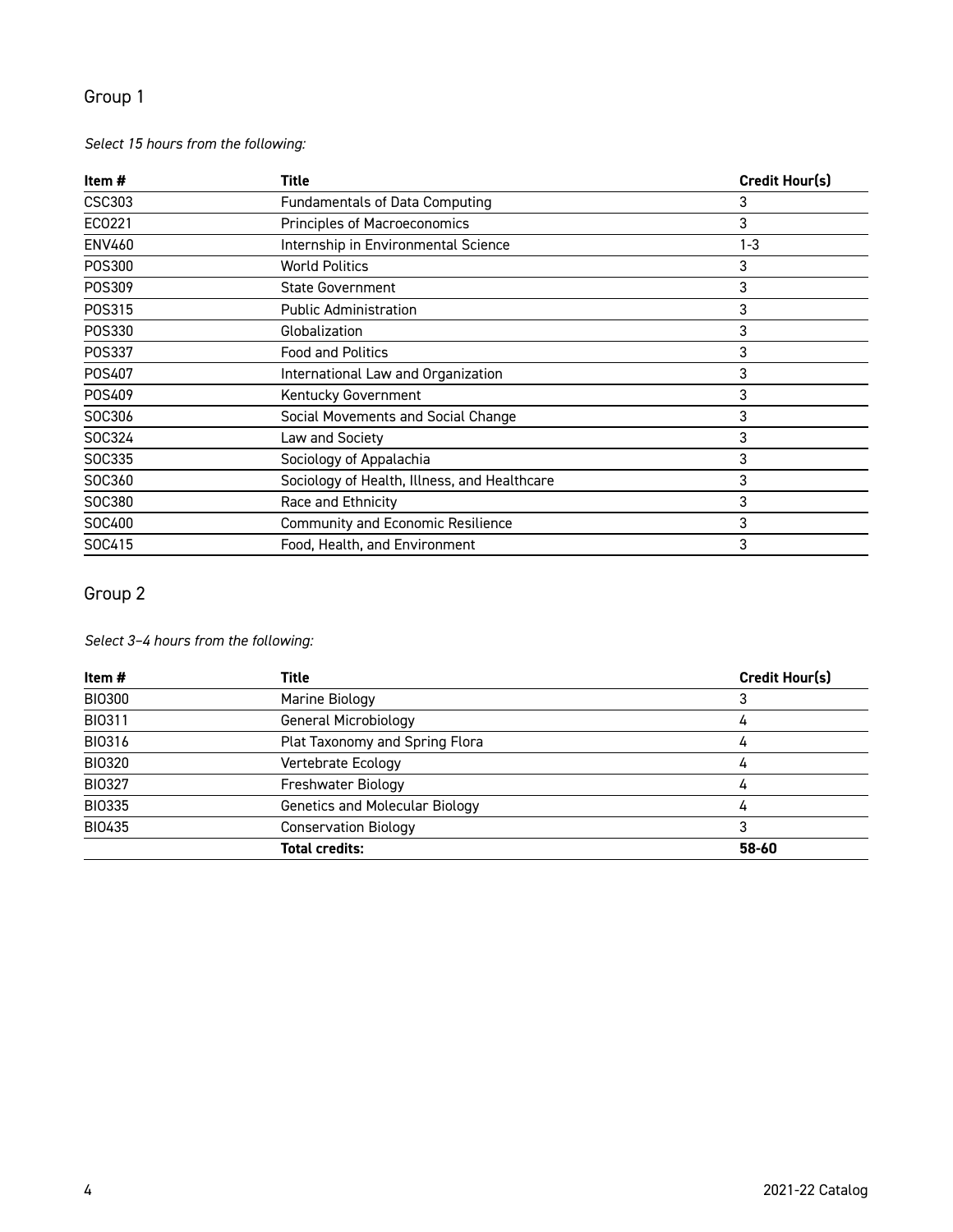## Group 1

*Select 15 hours from the following:*

| Item # | Title | Credit Hour(s) |
|---|---|---|
| CSC303 | Fundamentals of Data Computing | 3 |
| ECO221 | Principles of Macroeconomics | 3 |
| ENV460 | Internship in Environmental Science | 1-3 |
| POS300 | World Politics | 3 |
| POS309 | State Government | 3 |
| POS315 | Public Administration | 3 |
| POS330 | Globalization | 3 |
| POS337 | Food and Politics | 3 |
| POS407 | International Law and Organization | 3 |
| POS409 | Kentucky Government | 3 |
| SOC306 | Social Movements and Social Change | 3 |
| SOC324 | Law and Society | 3 |
| SOC335 | Sociology of Appalachia | 3 |
| SOC360 | Sociology of Health, Illness, and Healthcare | 3 |
| SOC380 | Race and Ethnicity | 3 |
| SOC400 | Community and Economic Resilience | 3 |
| SOC415 | Food, Health, and Environment | 3 |

## Group 2

*Select 3–4 hours from the following:*

| Item # | Title | Credit Hour(s) |
|---|---|---|
| BIO300 | Marine Biology | 3 |
| BIO311 | General Microbiology | 4 |
| BIO316 | Plat Taxonomy and Spring Flora | 4 |
| BIO320 | Vertebrate Ecology | 4 |
| BIO327 | Freshwater Biology | 4 |
| BIO335 | Genetics and Molecular Biology | 4 |
| BIO435 | Conservation Biology | 3 |
| | **Total credits:** | **58-60** |